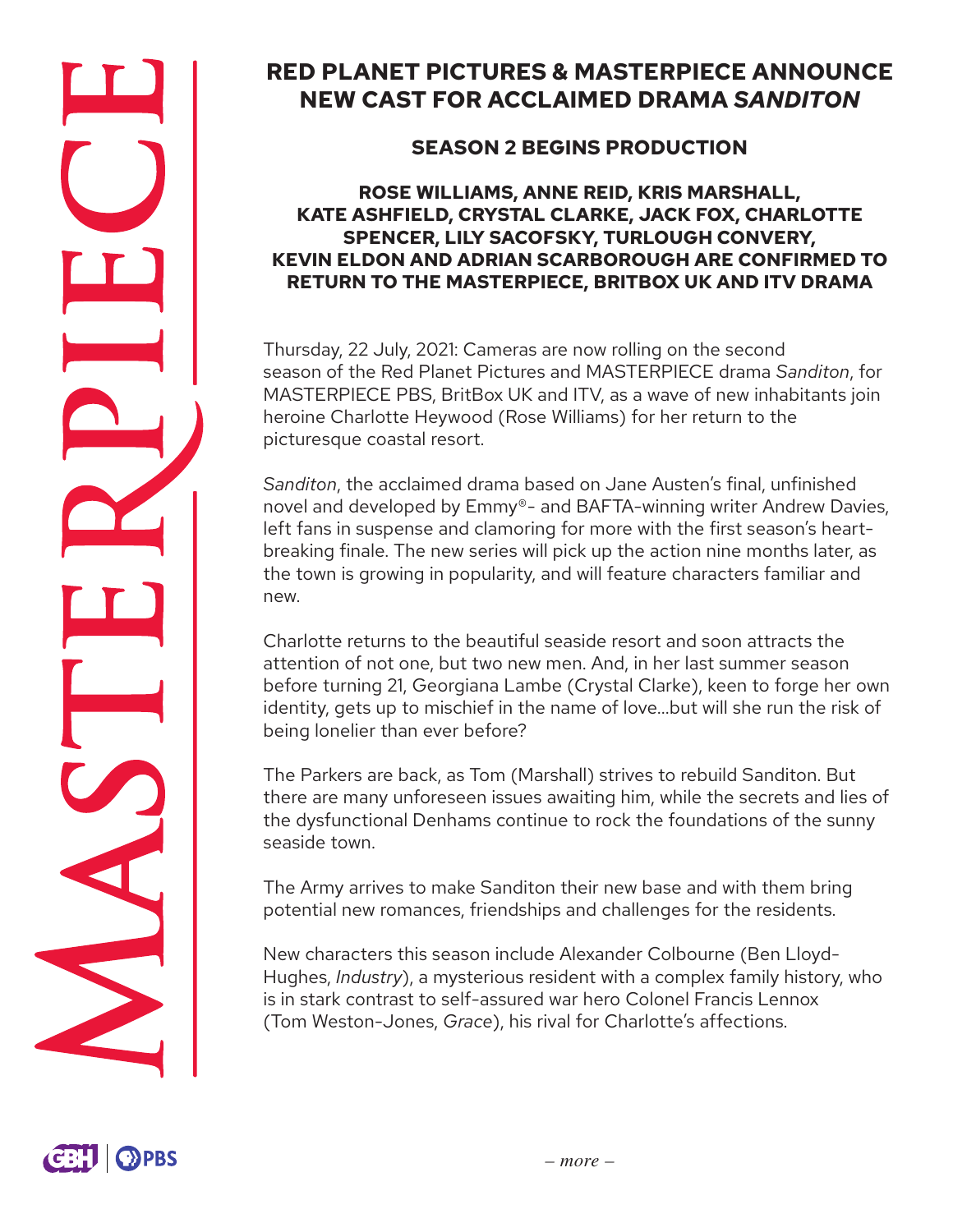# RED PLANET PICTURES & MASTERPIECE ANNOUNCE NEW CAST FOR ACCLAIMED DRAMA *SANDITON*

## SEASON 2 BEGINS PRODUCTION

### ROSE WILLIAMS, ANNE REID, KRIS MARSHALL, KATE ASHFIELD, CRYSTAL CLARKE, JACK FOX, CHARLOTTE SPENCER, LILY SACOFSKY, TURLOUGH CONVERY, KEVIN ELDON AND ADRIAN SCARBOROUGH ARE CONFIRMED TO RETURN TO THE MASTERPIECE, BRITBOX UK AND ITV DRAMA

Thursday, 22 July, 2021: Cameras are now rolling on the second season of the Red Planet Pictures and MASTERPIECE drama *Sanditon*, for MASTERPIECE PBS, BritBox UK and ITV, as a wave of new inhabitants join heroine Charlotte Heywood (Rose Williams) for her return to the picturesque coastal resort.

*Sanditon*, the acclaimed drama based on Jane Austen's final, unfinished novel and developed by Emmy®- and BAFTA-winning writer Andrew Davies, left fans in suspense and clamoring for more with the first season's heart-breaking finale. The new series will pick up the action nine months later, as the town is growing in popularity, and will feature characters familiar and new.

Charlotte returns to the beautiful seaside resort and soon attracts the attention of not one, but two new men. And, in her last summer season before turning 21, Georgiana Lambe (Crystal Clarke), keen to forge her own identity, gets up to mischief in the name of love...but will she run the risk of being lonelier than ever before?

The Parkers are back, as Tom (Marshall) strives to rebuild Sanditon. But there are many unforeseen issues awaiting him, while the secrets and lies of the dysfunctional Denhams continue to rock the foundations of the sunny seaside town.

The Army arrives to make Sanditon their new base and with them bring potential new romances, friendships and challenges for the residents.

New characters this season include Alexander Colbourne (Ben Lloyd-Hughes, *Industry*), a mysterious resident with a complex family history, who is in stark contrast to self-assured war hero Colonel Francis Lennox (Tom Weston-Jones, *Grace*), his rival for Charlotte's affections.

*– more –*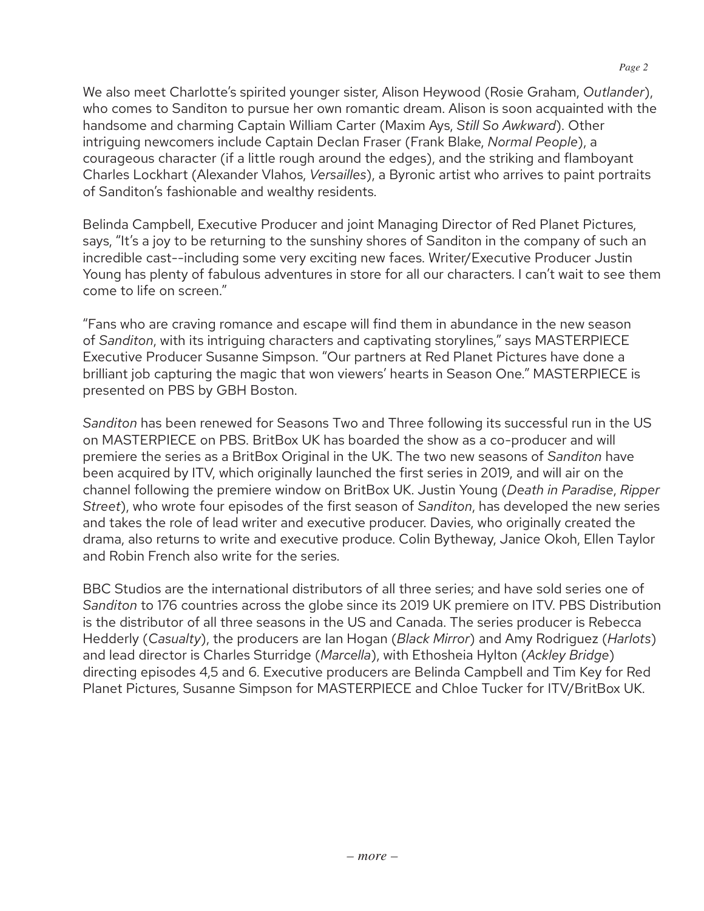We also meet Charlotte's spirited younger sister, Alison Heywood (Rosie Graham, *Outlander*), who comes to Sanditon to pursue her own romantic dream. Alison is soon acquainted with the handsome and charming Captain William Carter (Maxim Ays, *Still So Awkward*). Other intriguing newcomers include Captain Declan Fraser (Frank Blake, *Normal People*), a courageous character (if a little rough around the edges), and the striking and flamboyant Charles Lockhart (Alexander Vlahos, *Versailles*), a Byronic artist who arrives to paint portraits of Sanditon's fashionable and wealthy residents.

Belinda Campbell, Executive Producer and joint Managing Director of Red Planet Pictures, says, "It's a joy to be returning to the sunshiny shores of Sanditon in the company of such an incredible cast--including some very exciting new faces. Writer/Executive Producer Justin Young has plenty of fabulous adventures in store for all our characters. I can't wait to see them come to life on screen."

"Fans who are craving romance and escape will find them in abundance in the new season of *Sanditon*, with its intriguing characters and captivating storylines," says MASTERPIECE Executive Producer Susanne Simpson. "Our partners at Red Planet Pictures have done a brilliant job capturing the magic that won viewers' hearts in Season One." MASTERPIECE is presented on PBS by GBH Boston.

*Sanditon* has been renewed for Seasons Two and Three following its successful run in the US on MASTERPIECE on PBS. BritBox UK has boarded the show as a co-producer and will premiere the series as a BritBox Original in the UK. The two new seasons of *Sanditon* have been acquired by ITV, which originally launched the first series in 2019, and will air on the channel following the premiere window on BritBox UK. Justin Young (*Death in Paradise*, *Ripper Street*), who wrote four episodes of the first season of *Sanditon*, has developed the new series and takes the role of lead writer and executive producer. Davies, who originally created the drama, also returns to write and executive produce. Colin Bytheway, Janice Okoh, Ellen Taylor and Robin French also write for the series.

BBC Studios are the international distributors of all three series; and have sold series one of *Sanditon* to 176 countries across the globe since its 2019 UK premiere on ITV. PBS Distribution is the distributor of all three seasons in the US and Canada. The series producer is Rebecca Hedderly (*Casualty*), the producers are Ian Hogan (*Black Mirror*) and Amy Rodriguez (*Harlots*) and lead director is Charles Sturridge (*Marcella*), with Ethosheia Hylton (*Ackley Bridge*) directing episodes 4,5 and 6. Executive producers are Belinda Campbell and Tim Key for Red Planet Pictures, Susanne Simpson for MASTERPIECE and Chloe Tucker for ITV/BritBox UK.

*– more –*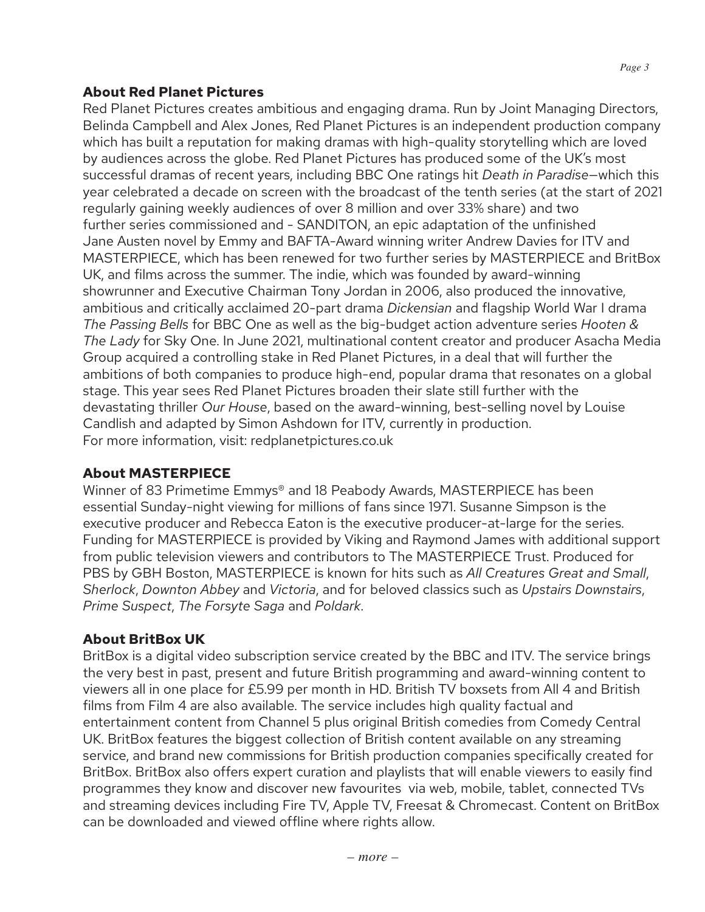## About Red Planet Pictures

Red Planet Pictures creates ambitious and engaging drama. Run by Joint Managing Directors, Belinda Campbell and Alex Jones, Red Planet Pictures is an independent production company which has built a reputation for making dramas with high-quality storytelling which are loved by audiences across the globe. Red Planet Pictures has produced some of the UK's most successful dramas of recent years, including BBC One ratings hit *Death in Paradise*—which this year celebrated a decade on screen with the broadcast of the tenth series (at the start of 2021 regularly gaining weekly audiences of over 8 million and over 33% share) and two further series commissioned and - SANDITON, an epic adaptation of the unfinished Jane Austen novel by Emmy and BAFTA-Award winning writer Andrew Davies for ITV and MASTERPIECE, which has been renewed for two further series by MASTERPIECE and BritBox UK, and films across the summer. The indie, which was founded by award-winning showrunner and Executive Chairman Tony Jordan in 2006, also produced the innovative, ambitious and critically acclaimed 20-part drama *Dickensian* and flagship World War I drama *The Passing Bells* for BBC One as well as the big-budget action adventure series *Hooten & The Lady* for Sky One. In June 2021, multinational content creator and producer Asacha Media Group acquired a controlling stake in Red Planet Pictures, in a deal that will further the ambitions of both companies to produce high-end, popular drama that resonates on a global stage. This year sees Red Planet Pictures broaden their slate still further with the devastating thriller *Our House*, based on the award-winning, best-selling novel by Louise Candlish and adapted by Simon Ashdown for ITV, currently in production.
For more information, visit: redplanetpictures.co.uk

## About MASTERPIECE

Winner of 83 Primetime Emmys® and 18 Peabody Awards, MASTERPIECE has been essential Sunday-night viewing for millions of fans since 1971. Susanne Simpson is the executive producer and Rebecca Eaton is the executive producer-at-large for the series. Funding for MASTERPIECE is provided by Viking and Raymond James with additional support from public television viewers and contributors to The MASTERPIECE Trust. Produced for PBS by GBH Boston, MASTERPIECE is known for hits such as *All Creatures Great and Small*, *Sherlock*, *Downton Abbey* and *Victoria*, and for beloved classics such as *Upstairs Downstairs*, *Prime Suspect*, *The Forsyte Saga* and *Poldark*.

## About BritBox UK

BritBox is a digital video subscription service created by the BBC and ITV. The service brings the very best in past, present and future British programming and award-winning content to viewers all in one place for £5.99 per month in HD. British TV boxsets from All 4 and British films from Film 4 are also available. The service includes high quality factual and entertainment content from Channel 5 plus original British comedies from Comedy Central UK. BritBox features the biggest collection of British content available on any streaming service, and brand new commissions for British production companies specifically created for BritBox. BritBox also offers expert curation and playlists that will enable viewers to easily find programmes they know and discover new favourites via web, mobile, tablet, connected TVs and streaming devices including Fire TV, Apple TV, Freesat & Chromecast. Content on BritBox can be downloaded and viewed offline where rights allow.

*– more –*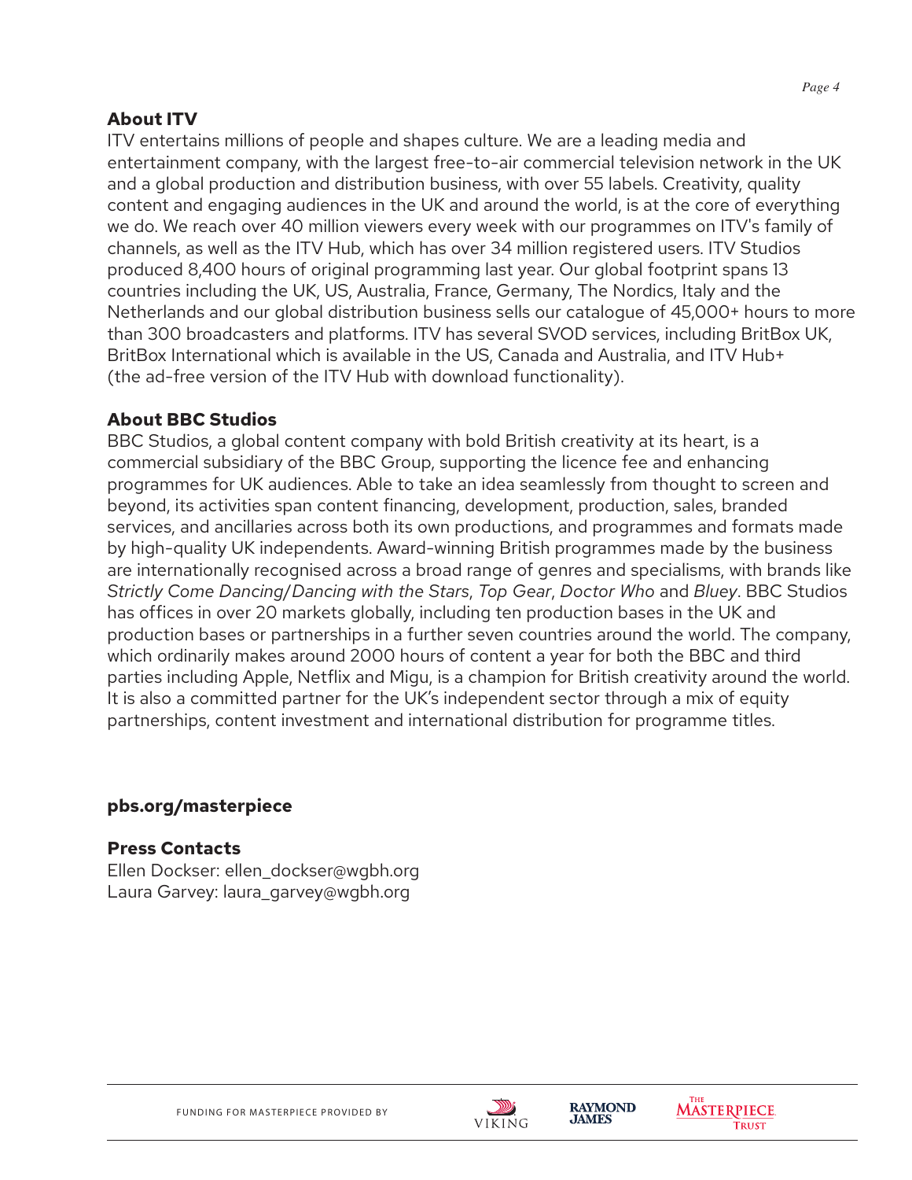## About ITV

ITV entertains millions of people and shapes culture. We are a leading media and entertainment company, with the largest free-to-air commercial television network in the UK and a global production and distribution business, with over 55 labels. Creativity, quality content and engaging audiences in the UK and around the world, is at the core of everything we do. We reach over 40 million viewers every week with our programmes on ITV's family of channels, as well as the ITV Hub, which has over 34 million registered users. ITV Studios produced 8,400 hours of original programming last year. Our global footprint spans 13 countries including the UK, US, Australia, France, Germany, The Nordics, Italy and the Netherlands and our global distribution business sells our catalogue of 45,000+ hours to more than 300 broadcasters and platforms. ITV has several SVOD services, including BritBox UK, BritBox International which is available in the US, Canada and Australia, and ITV Hub+ (the ad-free version of the ITV Hub with download functionality).

## About BBC Studios

BBC Studios, a global content company with bold British creativity at its heart, is a commercial subsidiary of the BBC Group, supporting the licence fee and enhancing programmes for UK audiences. Able to take an idea seamlessly from thought to screen and beyond, its activities span content financing, development, production, sales, branded services, and ancillaries across both its own productions, and programmes and formats made by high-quality UK independents. Award-winning British programmes made by the business are internationally recognised across a broad range of genres and specialisms, with brands like *Strictly Come Dancing/Dancing with the Stars*, *Top Gear*, *Doctor Who* and *Bluey*. BBC Studios has offices in over 20 markets globally, including ten production bases in the UK and production bases or partnerships in a further seven countries around the world. The company, which ordinarily makes around 2000 hours of content a year for both the BBC and third parties including Apple, Netflix and Migu, is a champion for British creativity around the world. It is also a committed partner for the UK's independent sector through a mix of equity partnerships, content investment and international distribution for programme titles.

**pbs.org/masterpiece**

## Press Contacts

Ellen Dockser: ellen_dockser@wgbh.org
Laura Garvey: laura_garvey@wgbh.org

FUNDING FOR MASTERPIECE PROVIDED BY VIKING, RAYMOND JAMES, THE MASTERPIECE TRUST